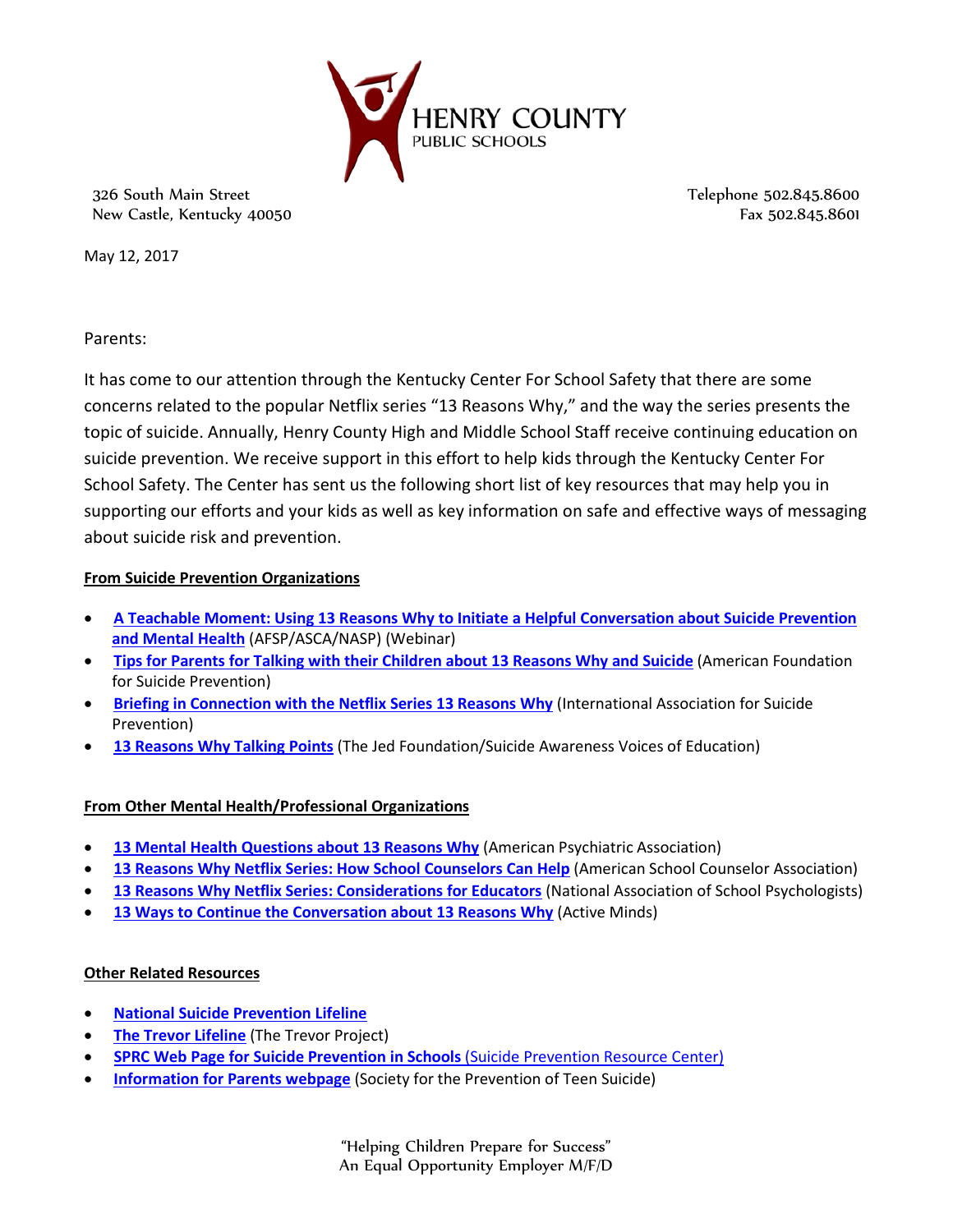HENRY COUNTY
PUBLIC SCHOOLS

326 South Main Street
New Castle, Kentucky 40050

Telephone 502.845.8600
Fax 502.845.8601

May 12, 2017

Parents:

It has come to our attention through the Kentucky Center For School Safety that there are some concerns related to the popular Netflix series "13 Reasons Why," and the way the series presents the topic of suicide. Annually, Henry County High and Middle School Staff receive continuing education on suicide prevention. We receive support in this effort to help kids through the Kentucky Center For School Safety. The Center has sent us the following short list of key resources that may help you in supporting our efforts and your kids as well as key information on safe and effective ways of messaging about suicide risk and prevention.

**From Suicide Prevention Organizations**

- **A Teachable Moment: Using 13 Reasons Why to Initiate a Helpful Conversation about Suicide Prevention and Mental Health** (AFSP/ASCA/NASP) (Webinar)
- **Tips for Parents for Talking with their Children about 13 Reasons Why and Suicide** (American Foundation for Suicide Prevention)
- **Briefing in Connection with the Netflix Series 13 Reasons Why** (International Association for Suicide Prevention)
- **13 Reasons Why Talking Points** (The Jed Foundation/Suicide Awareness Voices of Education)

**From Other Mental Health/Professional Organizations**

- **13 Mental Health Questions about 13 Reasons Why** (American Psychiatric Association)
- **13 Reasons Why Netflix Series: How School Counselors Can Help** (American School Counselor Association)
- **13 Reasons Why Netflix Series: Considerations for Educators** (National Association of School Psychologists)
- **13 Ways to Continue the Conversation about 13 Reasons Why** (Active Minds)

**Other Related Resources**

- **National Suicide Prevention Lifeline**
- **The Trevor Lifeline** (The Trevor Project)
- **SPRC Web Page for Suicide Prevention in Schools** (Suicide Prevention Resource Center)
- **Information for Parents webpage** (Society for the Prevention of Teen Suicide)

"Helping Children Prepare for Success"
An Equal Opportunity Employer M/F/D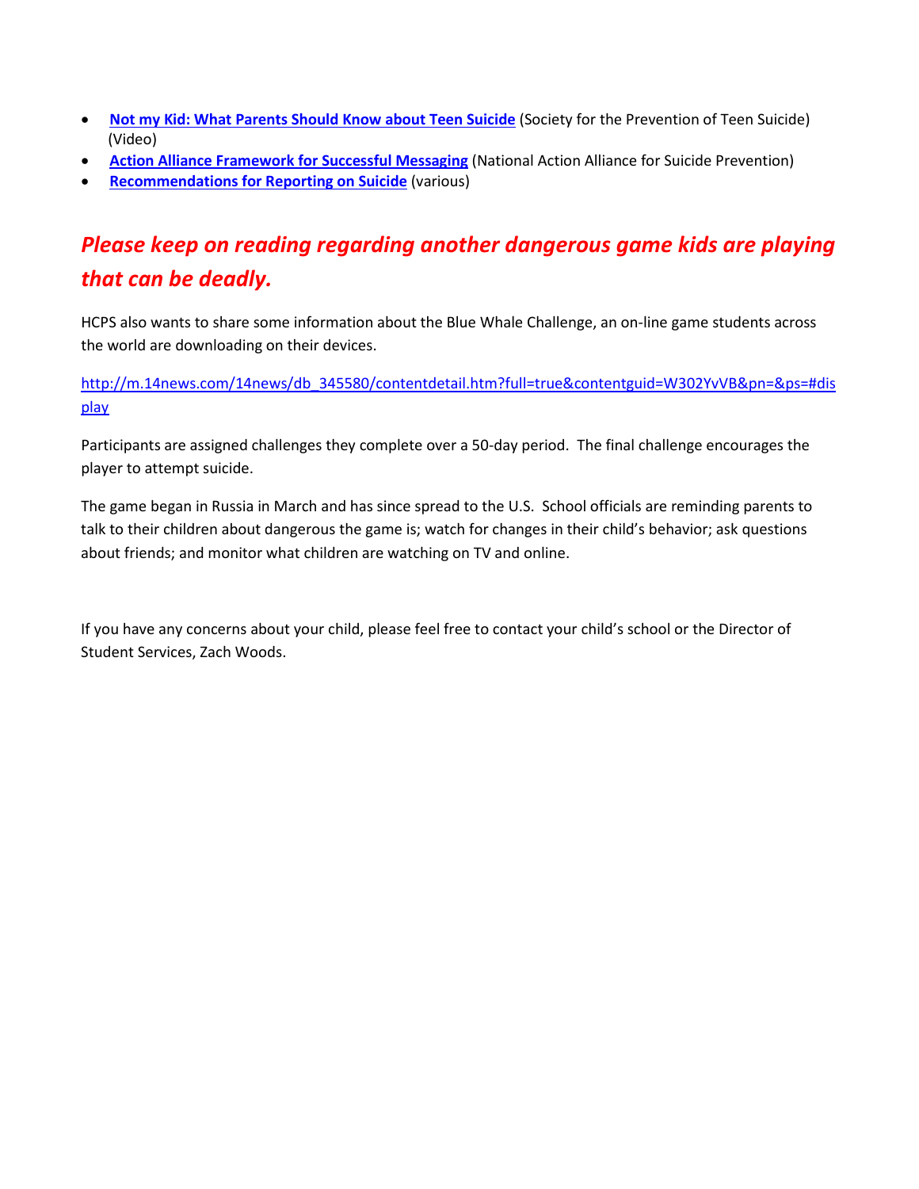- **Not my Kid: What Parents Should Know about Teen Suicide** (Society for the Prevention of Teen Suicide) (Video)
- **Action Alliance Framework for Successful Messaging** (National Action Alliance for Suicide Prevention)
- **Recommendations for Reporting on Suicide** (various)

## *Please keep on reading regarding another dangerous game kids are playing that can be deadly.*

HCPS also wants to share some information about the Blue Whale Challenge, an on-line game students across the world are downloading on their devices.

http://m.14news.com/14news/db_345580/contentdetail.htm?full=true&contentguid=W302YvVB&pn=&ps=#display

Participants are assigned challenges they complete over a 50-day period. The final challenge encourages the player to attempt suicide.

The game began in Russia in March and has since spread to the U.S. School officials are reminding parents to talk to their children about dangerous the game is; watch for changes in their child's behavior; ask questions about friends; and monitor what children are watching on TV and online.

If you have any concerns about your child, please feel free to contact your child's school or the Director of Student Services, Zach Woods.